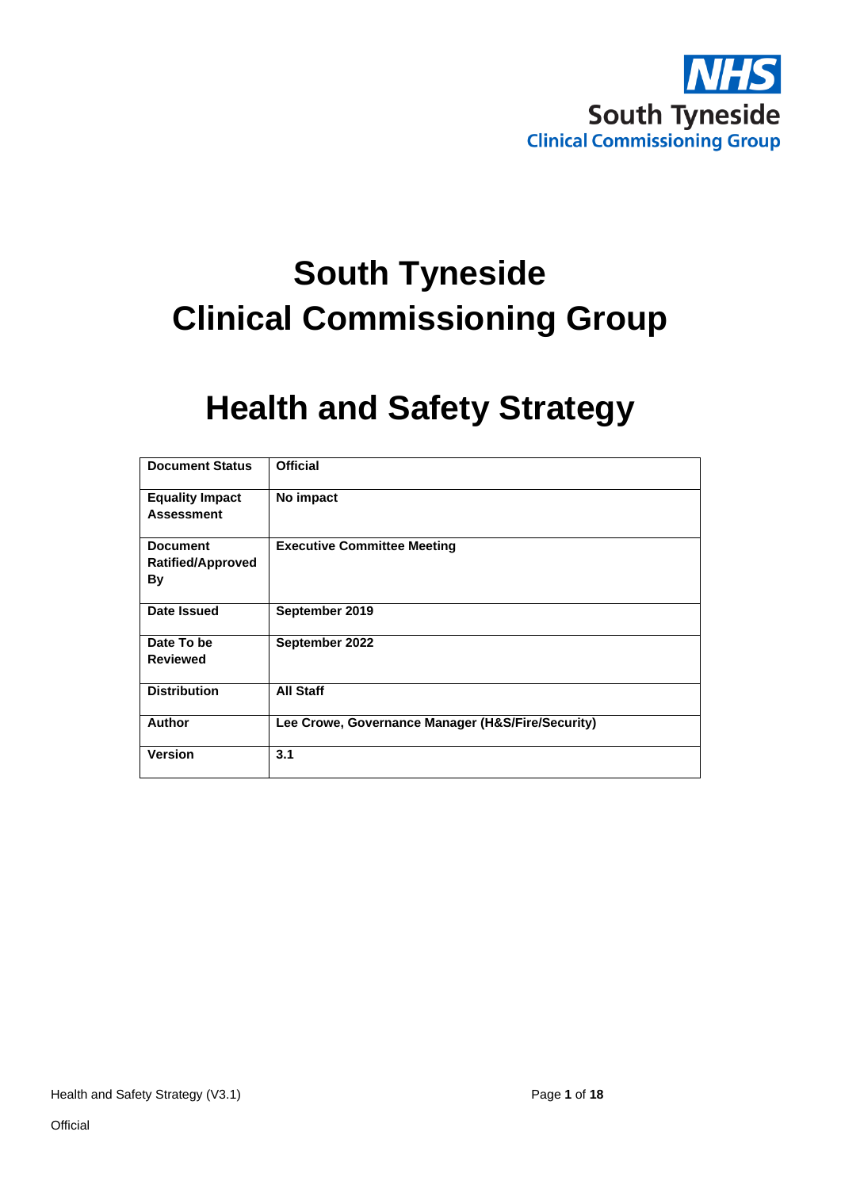NHS
South Tyneside
Clinical Commissioning Group

# South Tyneside Clinical Commissioning Group

# Health and Safety Strategy

| Document Status | Official |
|---|---|
| Equality Impact Assessment | No impact |
| Document Ratified/Approved By | Executive Committee Meeting |
| Date Issued | September 2019 |
| Date To be Reviewed | September 2022 |
| Distribution | All Staff |
| Author | Lee Crowe, Governance Manager (H&S/Fire/Security) |
| Version | 3.1 |

Official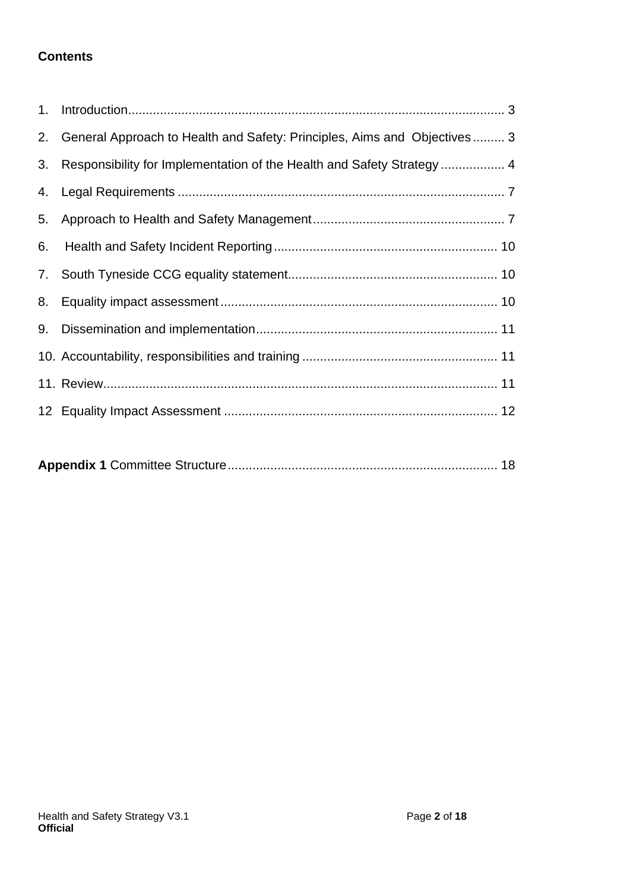**Contents**

1. Introduction........................................................................................................ 3
2. General Approach to Health and Safety: Principles, Aims and Objectives......... 3
3. Responsibility for Implementation of the Health and Safety Strategy.................. 4
4. Legal Requirements .......................................................................................... 7
5. Approach to Health and Safety Management..................................................... 7
6. Health and Safety Incident Reporting.............................................................. 10
7. South Tyneside CCG equality statement.......................................................... 10
8. Equality impact assessment............................................................................. 10
9. Dissemination and implementation................................................................... 11
10. Accountability, responsibilities and training...................................................... 11
11. Review............................................................................................................. 11
12. Equality Impact Assessment ............................................................................ 12

**Appendix 1** Committee Structure........................................................................... 18

**Official**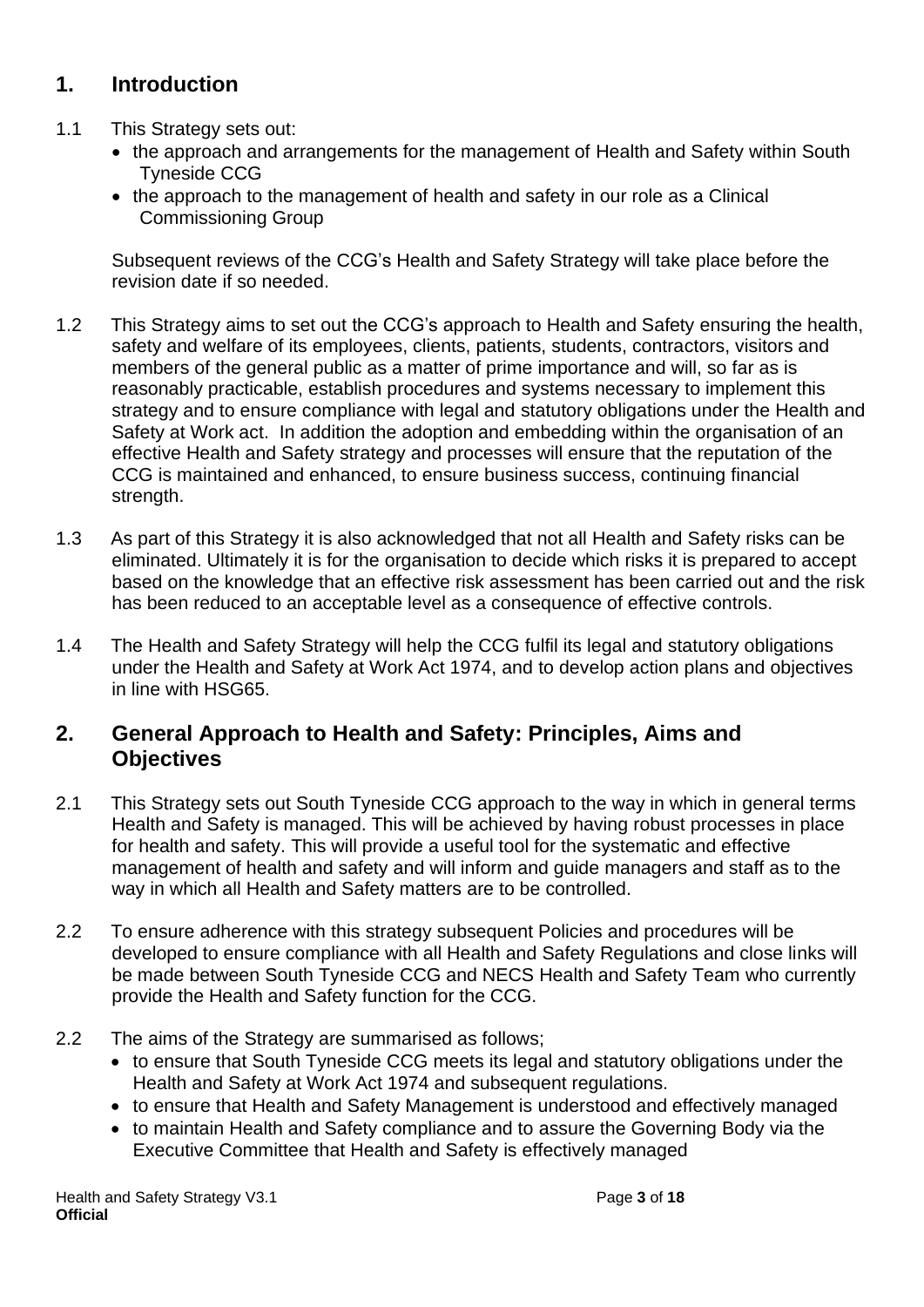## 1. Introduction

1.1 This Strategy sets out:

- the approach and arrangements for the management of Health and Safety within South Tyneside CCG
- the approach to the management of health and safety in our role as a Clinical Commissioning Group

Subsequent reviews of the CCG's Health and Safety Strategy will take place before the revision date if so needed.

1.2 This Strategy aims to set out the CCG's approach to Health and Safety ensuring the health, safety and welfare of its employees, clients, patients, students, contractors, visitors and members of the general public as a matter of prime importance and will, so far as is reasonably practicable, establish procedures and systems necessary to implement this strategy and to ensure compliance with legal and statutory obligations under the Health and Safety at Work act. In addition the adoption and embedding within the organisation of an effective Health and Safety strategy and processes will ensure that the reputation of the CCG is maintained and enhanced, to ensure business success, continuing financial strength.

1.3 As part of this Strategy it is also acknowledged that not all Health and Safety risks can be eliminated. Ultimately it is for the organisation to decide which risks it is prepared to accept based on the knowledge that an effective risk assessment has been carried out and the risk has been reduced to an acceptable level as a consequence of effective controls.

1.4 The Health and Safety Strategy will help the CCG fulfil its legal and statutory obligations under the Health and Safety at Work Act 1974, and to develop action plans and objectives in line with HSG65.

## 2. General Approach to Health and Safety: Principles, Aims and Objectives

2.1 This Strategy sets out South Tyneside CCG approach to the way in which in general terms Health and Safety is managed. This will be achieved by having robust processes in place for health and safety. This will provide a useful tool for the systematic and effective management of health and safety and will inform and guide managers and staff as to the way in which all Health and Safety matters are to be controlled.

2.2 To ensure adherence with this strategy subsequent Policies and procedures will be developed to ensure compliance with all Health and Safety Regulations and close links will be made between South Tyneside CCG and NECS Health and Safety Team who currently provide the Health and Safety function for the CCG.

2.2 The aims of the Strategy are summarised as follows;

- to ensure that South Tyneside CCG meets its legal and statutory obligations under the Health and Safety at Work Act 1974 and subsequent regulations.
- to ensure that Health and Safety Management is understood and effectively managed
- to maintain Health and Safety compliance and to assure the Governing Body via the Executive Committee that Health and Safety is effectively managed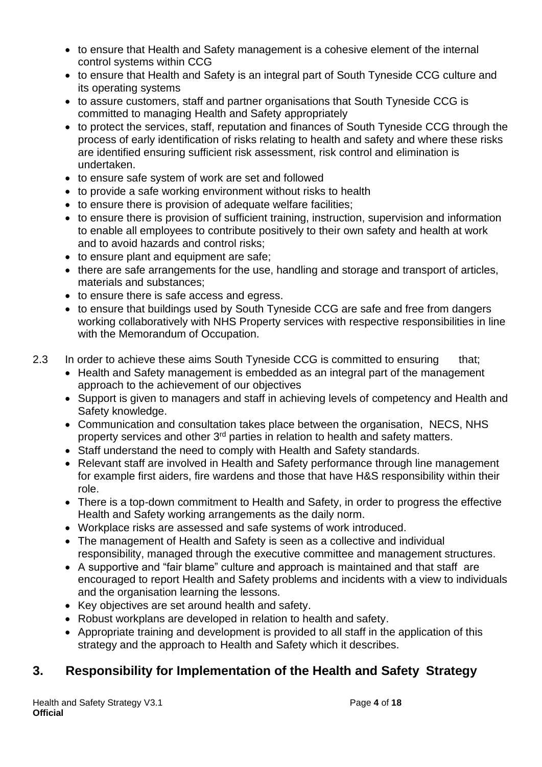- to ensure that Health and Safety management is a cohesive element of the internal control systems within CCG
- to ensure that Health and Safety is an integral part of South Tyneside CCG culture and its operating systems
- to assure customers, staff and partner organisations that South Tyneside CCG is committed to managing Health and Safety appropriately
- to protect the services, staff, reputation and finances of South Tyneside CCG through the process of early identification of risks relating to health and safety and where these risks are identified ensuring sufficient risk assessment, risk control and elimination is undertaken.
- to ensure safe system of work are set and followed
- to provide a safe working environment without risks to health
- to ensure there is provision of adequate welfare facilities;
- to ensure there is provision of sufficient training, instruction, supervision and information to enable all employees to contribute positively to their own safety and health at work and to avoid hazards and control risks;
- to ensure plant and equipment are safe;
- there are safe arrangements for the use, handling and storage and transport of articles, materials and substances;
- to ensure there is safe access and egress.
- to ensure that buildings used by South Tyneside CCG are safe and free from dangers working collaboratively with NHS Property services with respective responsibilities in line with the Memorandum of Occupation.

2.3 In order to achieve these aims South Tyneside CCG is committed to ensuring that;

- Health and Safety management is embedded as an integral part of the management approach to the achievement of our objectives
- Support is given to managers and staff in achieving levels of competency and Health and Safety knowledge.
- Communication and consultation takes place between the organisation, NECS, NHS property services and other 3rd parties in relation to health and safety matters.
- Staff understand the need to comply with Health and Safety standards.
- Relevant staff are involved in Health and Safety performance through line management for example first aiders, fire wardens and those that have H&S responsibility within their role.
- There is a top-down commitment to Health and Safety, in order to progress the effective Health and Safety working arrangements as the daily norm.
- Workplace risks are assessed and safe systems of work introduced.
- The management of Health and Safety is seen as a collective and individual responsibility, managed through the executive committee and management structures.
- A supportive and "fair blame" culture and approach is maintained and that staff are encouraged to report Health and Safety problems and incidents with a view to individuals and the organisation learning the lessons.
- Key objectives are set around health and safety.
- Robust workplans are developed in relation to health and safety.
- Appropriate training and development is provided to all staff in the application of this strategy and the approach to Health and Safety which it describes.

## 3. Responsibility for Implementation of the Health and Safety Strategy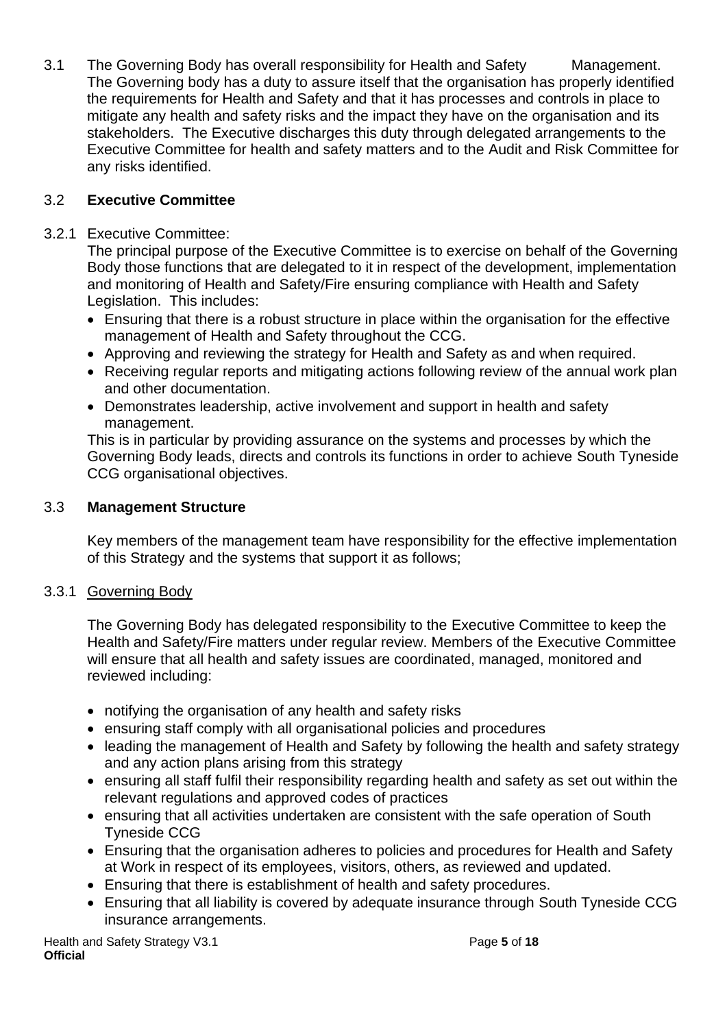3.1 The Governing Body has overall responsibility for Health and Safety Management. The Governing body has a duty to assure itself that the organisation has properly identified the requirements for Health and Safety and that it has processes and controls in place to mitigate any health and safety risks and the impact they have on the organisation and its stakeholders. The Executive discharges this duty through delegated arrangements to the Executive Committee for health and safety matters and to the Audit and Risk Committee for any risks identified.

### 3.2 **Executive Committee**

3.2.1 Executive Committee:

The principal purpose of the Executive Committee is to exercise on behalf of the Governing Body those functions that are delegated to it in respect of the development, implementation and monitoring of Health and Safety/Fire ensuring compliance with Health and Safety Legislation. This includes:

- Ensuring that there is a robust structure in place within the organisation for the effective management of Health and Safety throughout the CCG.
- Approving and reviewing the strategy for Health and Safety as and when required.
- Receiving regular reports and mitigating actions following review of the annual work plan and other documentation.
- Demonstrates leadership, active involvement and support in health and safety management.

This is in particular by providing assurance on the systems and processes by which the Governing Body leads, directs and controls its functions in order to achieve South Tyneside CCG organisational objectives.

### 3.3 **Management Structure**

Key members of the management team have responsibility for the effective implementation of this Strategy and the systems that support it as follows;

3.3.1 Governing Body

The Governing Body has delegated responsibility to the Executive Committee to keep the Health and Safety/Fire matters under regular review. Members of the Executive Committee will ensure that all health and safety issues are coordinated, managed, monitored and reviewed including:

- notifying the organisation of any health and safety risks
- ensuring staff comply with all organisational policies and procedures
- leading the management of Health and Safety by following the health and safety strategy and any action plans arising from this strategy
- ensuring all staff fulfil their responsibility regarding health and safety as set out within the relevant regulations and approved codes of practices
- ensuring that all activities undertaken are consistent with the safe operation of South Tyneside CCG
- Ensuring that the organisation adheres to policies and procedures for Health and Safety at Work in respect of its employees, visitors, others, as reviewed and updated.
- Ensuring that there is establishment of health and safety procedures.
- Ensuring that all liability is covered by adequate insurance through South Tyneside CCG insurance arrangements.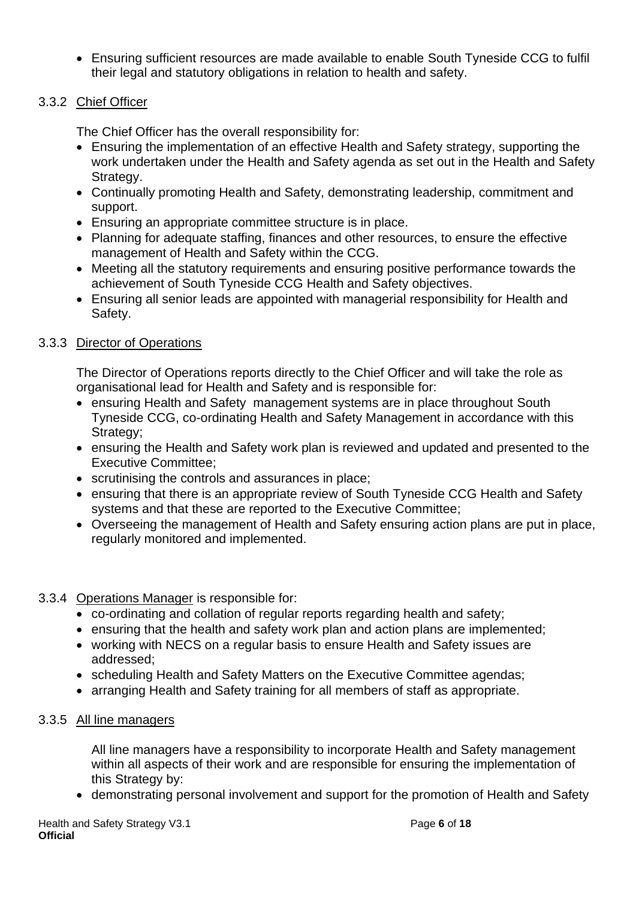- Ensuring sufficient resources are made available to enable South Tyneside CCG to fulfil their legal and statutory obligations in relation to health and safety.

#### 3.3.2 Chief Officer

The Chief Officer has the overall responsibility for:

- Ensuring the implementation of an effective Health and Safety strategy, supporting the work undertaken under the Health and Safety agenda as set out in the Health and Safety Strategy.
- Continually promoting Health and Safety, demonstrating leadership, commitment and support.
- Ensuring an appropriate committee structure is in place.
- Planning for adequate staffing, finances and other resources, to ensure the effective management of Health and Safety within the CCG.
- Meeting all the statutory requirements and ensuring positive performance towards the achievement of South Tyneside CCG Health and Safety objectives.
- Ensuring all senior leads are appointed with managerial responsibility for Health and Safety.

#### 3.3.3 Director of Operations

The Director of Operations reports directly to the Chief Officer and will take the role as organisational lead for Health and Safety and is responsible for:

- ensuring Health and Safety management systems are in place throughout South Tyneside CCG, co-ordinating Health and Safety Management in accordance with this Strategy;
- ensuring the Health and Safety work plan is reviewed and updated and presented to the Executive Committee;
- scrutinising the controls and assurances in place;
- ensuring that there is an appropriate review of South Tyneside CCG Health and Safety systems and that these are reported to the Executive Committee;
- Overseeing the management of Health and Safety ensuring action plans are put in place, regularly monitored and implemented.

#### 3.3.4 Operations Manager is responsible for:

- co-ordinating and collation of regular reports regarding health and safety;
- ensuring that the health and safety work plan and action plans are implemented;
- working with NECS on a regular basis to ensure Health and Safety issues are addressed;
- scheduling Health and Safety Matters on the Executive Committee agendas;
- arranging Health and Safety training for all members of staff as appropriate.

#### 3.3.5 All line managers

All line managers have a responsibility to incorporate Health and Safety management within all aspects of their work and are responsible for ensuring the implementation of this Strategy by:

- demonstrating personal involvement and support for the promotion of Health and Safety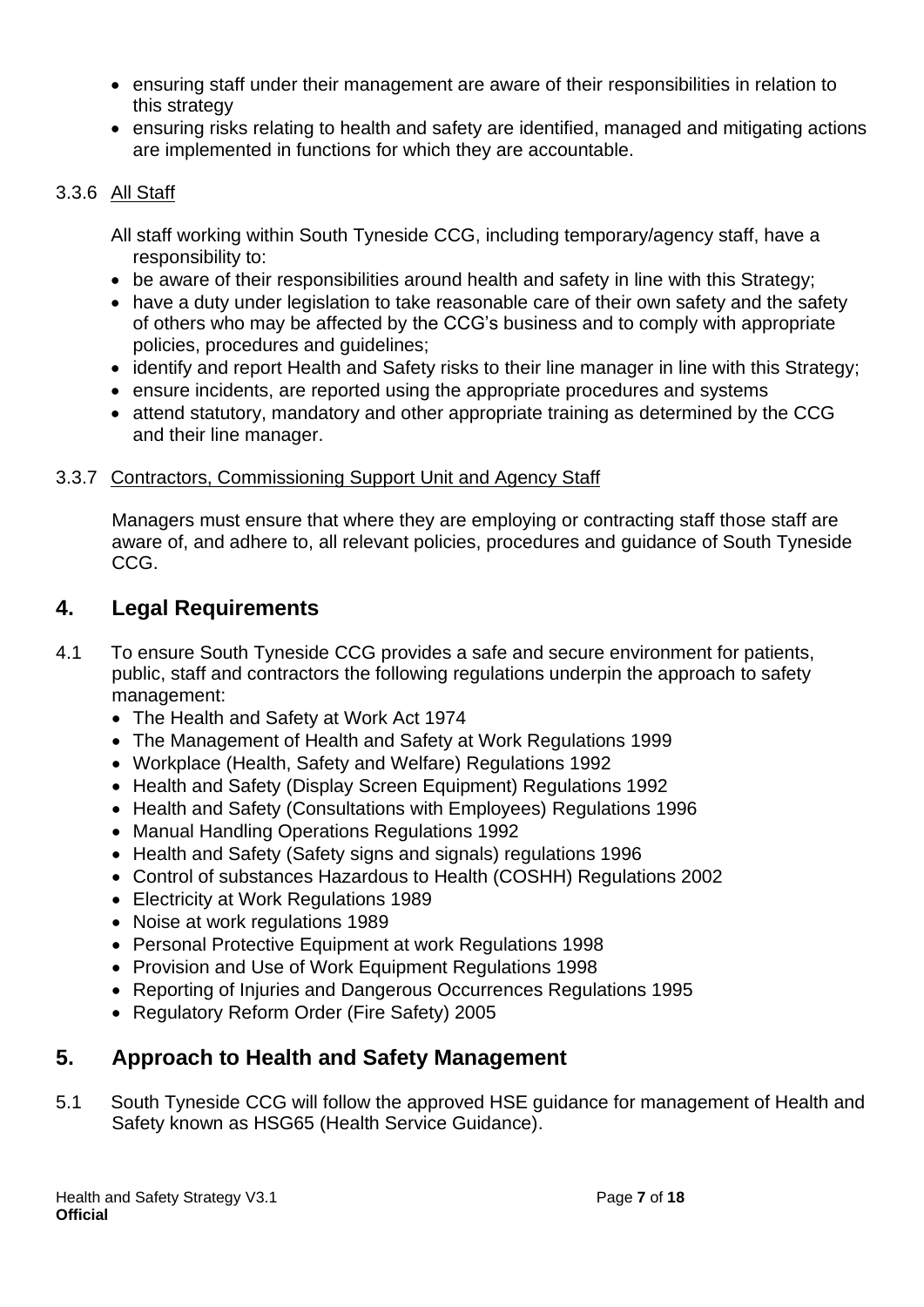- ensuring staff under their management are aware of their responsibilities in relation to this strategy
- ensuring risks relating to health and safety are identified, managed and mitigating actions are implemented in functions for which they are accountable.

3.3.6 <u>All Staff</u>

All staff working within South Tyneside CCG, including temporary/agency staff, have a responsibility to:

- be aware of their responsibilities around health and safety in line with this Strategy;
- have a duty under legislation to take reasonable care of their own safety and the safety of others who may be affected by the CCG's business and to comply with appropriate policies, procedures and guidelines;
- identify and report Health and Safety risks to their line manager in line with this Strategy;
- ensure incidents, are reported using the appropriate procedures and systems
- attend statutory, mandatory and other appropriate training as determined by the CCG and their line manager.

3.3.7 <u>Contractors, Commissioning Support Unit and Agency Staff</u>

Managers must ensure that where they are employing or contracting staff those staff are aware of, and adhere to, all relevant policies, procedures and guidance of South Tyneside CCG.

## 4. Legal Requirements

4.1 To ensure South Tyneside CCG provides a safe and secure environment for patients, public, staff and contractors the following regulations underpin the approach to safety management:

- The Health and Safety at Work Act 1974
- The Management of Health and Safety at Work Regulations 1999
- Workplace (Health, Safety and Welfare) Regulations 1992
- Health and Safety (Display Screen Equipment) Regulations 1992
- Health and Safety (Consultations with Employees) Regulations 1996
- Manual Handling Operations Regulations 1992
- Health and Safety (Safety signs and signals) regulations 1996
- Control of substances Hazardous to Health (COSHH) Regulations 2002
- Electricity at Work Regulations 1989
- Noise at work regulations 1989
- Personal Protective Equipment at work Regulations 1998
- Provision and Use of Work Equipment Regulations 1998
- Reporting of Injuries and Dangerous Occurrences Regulations 1995
- Regulatory Reform Order (Fire Safety) 2005

## 5. Approach to Health and Safety Management

5.1 South Tyneside CCG will follow the approved HSE guidance for management of Health and Safety known as HSG65 (Health Service Guidance).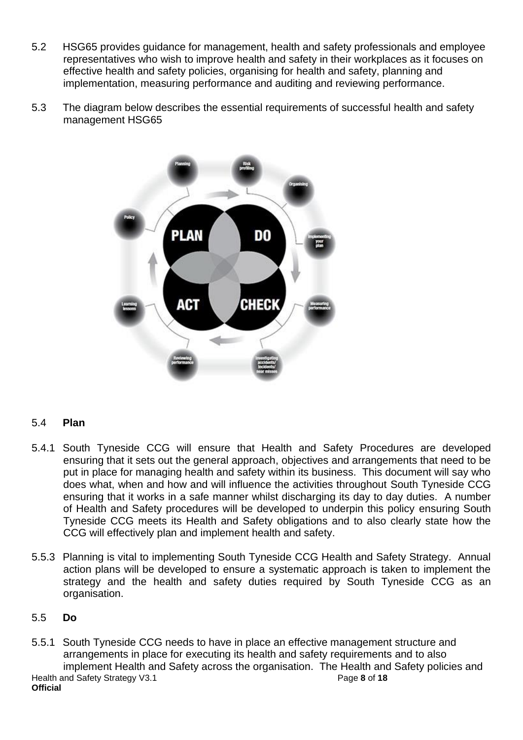5.2 HSG65 provides guidance for management, health and safety professionals and employee representatives who wish to improve health and safety in their workplaces as it focuses on effective health and safety policies, organising for health and safety, planning and implementation, measuring performance and auditing and reviewing performance.

5.3 The diagram below describes the essential requirements of successful health and safety management HSG65

5.4 **Plan**

5.4.1 South Tyneside CCG will ensure that Health and Safety Procedures are developed ensuring that it sets out the general approach, objectives and arrangements that need to be put in place for managing health and safety within its business. This document will say who does what, when and how and will influence the activities throughout South Tyneside CCG ensuring that it works in a safe manner whilst discharging its day to day duties. A number of Health and Safety procedures will be developed to underpin this policy ensuring South Tyneside CCG meets its Health and Safety obligations and to also clearly state how the CCG will effectively plan and implement health and safety.

5.5.3 Planning is vital to implementing South Tyneside CCG Health and Safety Strategy. Annual action plans will be developed to ensure a systematic approach is taken to implement the strategy and the health and safety duties required by South Tyneside CCG as an organisation.

5.5 **Do**

5.5.1 South Tyneside CCG needs to have in place an effective management structure and arrangements in place for executing its health and safety requirements and to also implement Health and Safety across the organisation. The Health and Safety policies and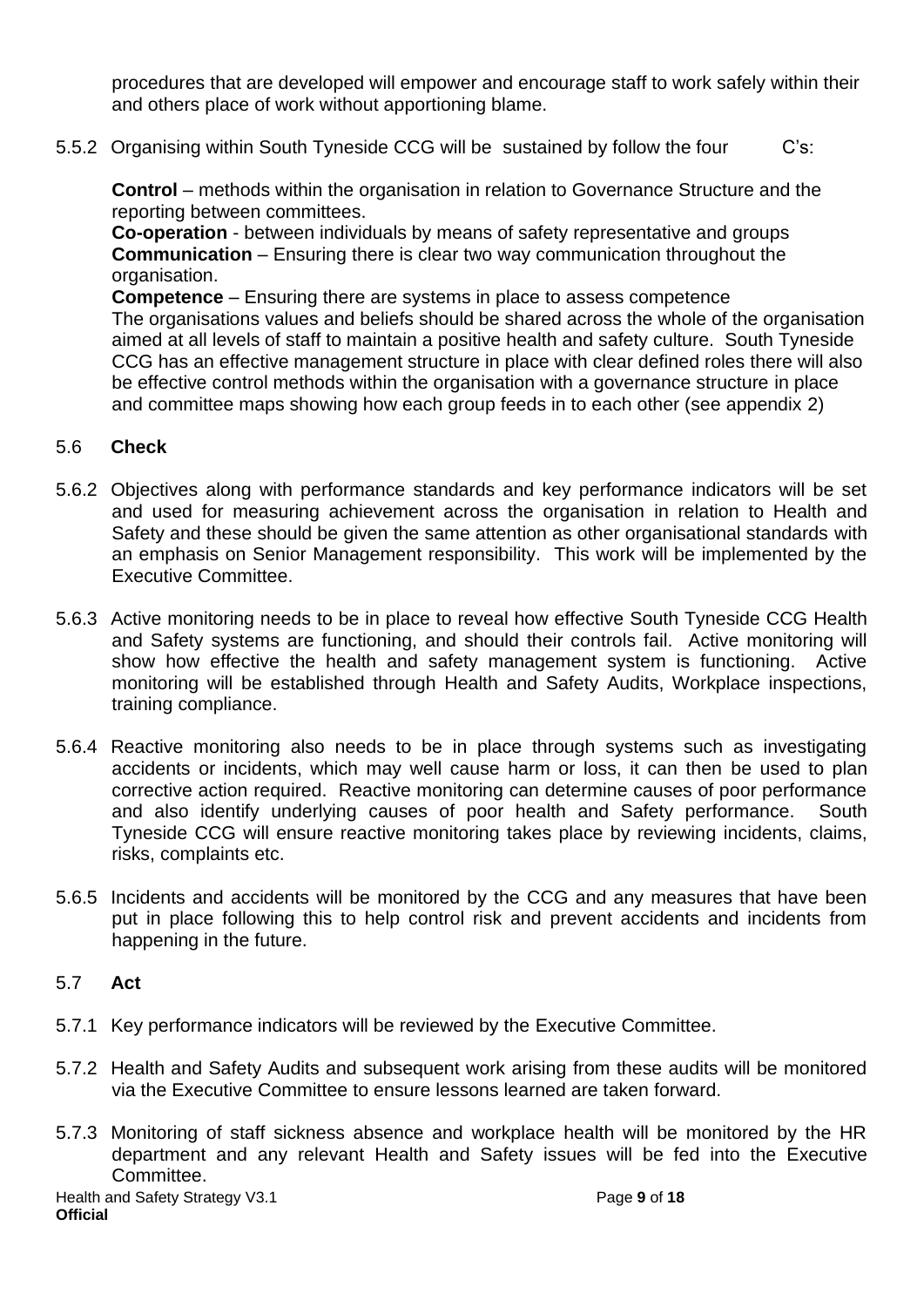procedures that are developed will empower and encourage staff to work safely within their and others place of work without apportioning blame.

5.5.2 Organising within South Tyneside CCG will be sustained by follow the four C's:

**Control** – methods within the organisation in relation to Governance Structure and the reporting between committees.
**Co-operation** - between individuals by means of safety representative and groups
**Communication** – Ensuring there is clear two way communication throughout the organisation.
**Competence** – Ensuring there are systems in place to assess competence
The organisations values and beliefs should be shared across the whole of the organisation aimed at all levels of staff to maintain a positive health and safety culture. South Tyneside CCG has an effective management structure in place with clear defined roles there will also be effective control methods within the organisation with a governance structure in place and committee maps showing how each group feeds in to each other (see appendix 2)

## 5.6 Check

5.6.2 Objectives along with performance standards and key performance indicators will be set and used for measuring achievement across the organisation in relation to Health and Safety and these should be given the same attention as other organisational standards with an emphasis on Senior Management responsibility. This work will be implemented by the Executive Committee.

5.6.3 Active monitoring needs to be in place to reveal how effective South Tyneside CCG Health and Safety systems are functioning, and should their controls fail. Active monitoring will show how effective the health and safety management system is functioning. Active monitoring will be established through Health and Safety Audits, Workplace inspections, training compliance.

5.6.4 Reactive monitoring also needs to be in place through systems such as investigating accidents or incidents, which may well cause harm or loss, it can then be used to plan corrective action required. Reactive monitoring can determine causes of poor performance and also identify underlying causes of poor health and Safety performance. South Tyneside CCG will ensure reactive monitoring takes place by reviewing incidents, claims, risks, complaints etc.

5.6.5 Incidents and accidents will be monitored by the CCG and any measures that have been put in place following this to help control risk and prevent accidents and incidents from happening in the future.

## 5.7 Act

5.7.1 Key performance indicators will be reviewed by the Executive Committee.

5.7.2 Health and Safety Audits and subsequent work arising from these audits will be monitored via the Executive Committee to ensure lessons learned are taken forward.

5.7.3 Monitoring of staff sickness absence and workplace health will be monitored by the HR department and any relevant Health and Safety issues will be fed into the Executive Committee.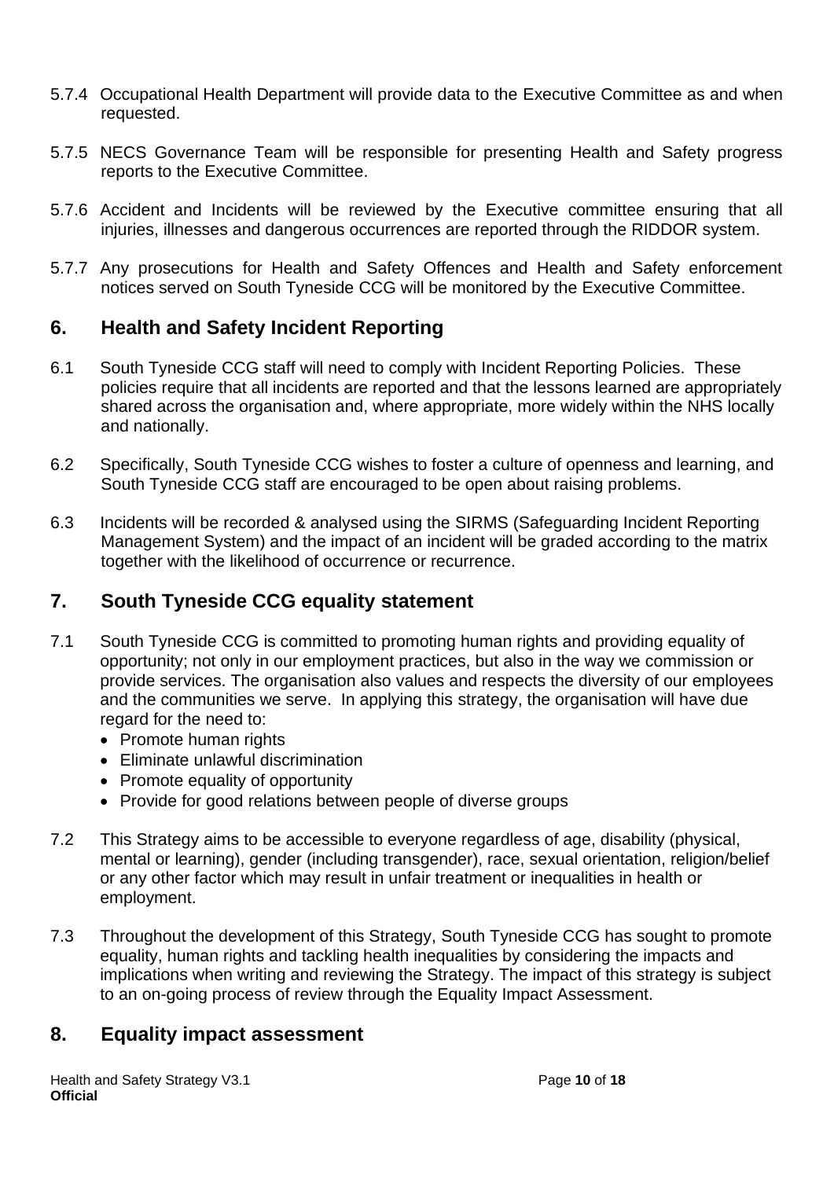5.7.4 Occupational Health Department will provide data to the Executive Committee as and when requested.

5.7.5 NECS Governance Team will be responsible for presenting Health and Safety progress reports to the Executive Committee.

5.7.6 Accident and Incidents will be reviewed by the Executive committee ensuring that all injuries, illnesses and dangerous occurrences are reported through the RIDDOR system.

5.7.7 Any prosecutions for Health and Safety Offences and Health and Safety enforcement notices served on South Tyneside CCG will be monitored by the Executive Committee.

## 6. Health and Safety Incident Reporting

6.1 South Tyneside CCG staff will need to comply with Incident Reporting Policies. These policies require that all incidents are reported and that the lessons learned are appropriately shared across the organisation and, where appropriate, more widely within the NHS locally and nationally.

6.2 Specifically, South Tyneside CCG wishes to foster a culture of openness and learning, and South Tyneside CCG staff are encouraged to be open about raising problems.

6.3 Incidents will be recorded & analysed using the SIRMS (Safeguarding Incident Reporting Management System) and the impact of an incident will be graded according to the matrix together with the likelihood of occurrence or recurrence.

## 7. South Tyneside CCG equality statement

7.1 South Tyneside CCG is committed to promoting human rights and providing equality of opportunity; not only in our employment practices, but also in the way we commission or provide services. The organisation also values and respects the diversity of our employees and the communities we serve. In applying this strategy, the organisation will have due regard for the need to:

- Promote human rights
- Eliminate unlawful discrimination
- Promote equality of opportunity
- Provide for good relations between people of diverse groups

7.2 This Strategy aims to be accessible to everyone regardless of age, disability (physical, mental or learning), gender (including transgender), race, sexual orientation, religion/belief or any other factor which may result in unfair treatment or inequalities in health or employment.

7.3 Throughout the development of this Strategy, South Tyneside CCG has sought to promote equality, human rights and tackling health inequalities by considering the impacts and implications when writing and reviewing the Strategy. The impact of this strategy is subject to an on-going process of review through the Equality Impact Assessment.

## 8. Equality impact assessment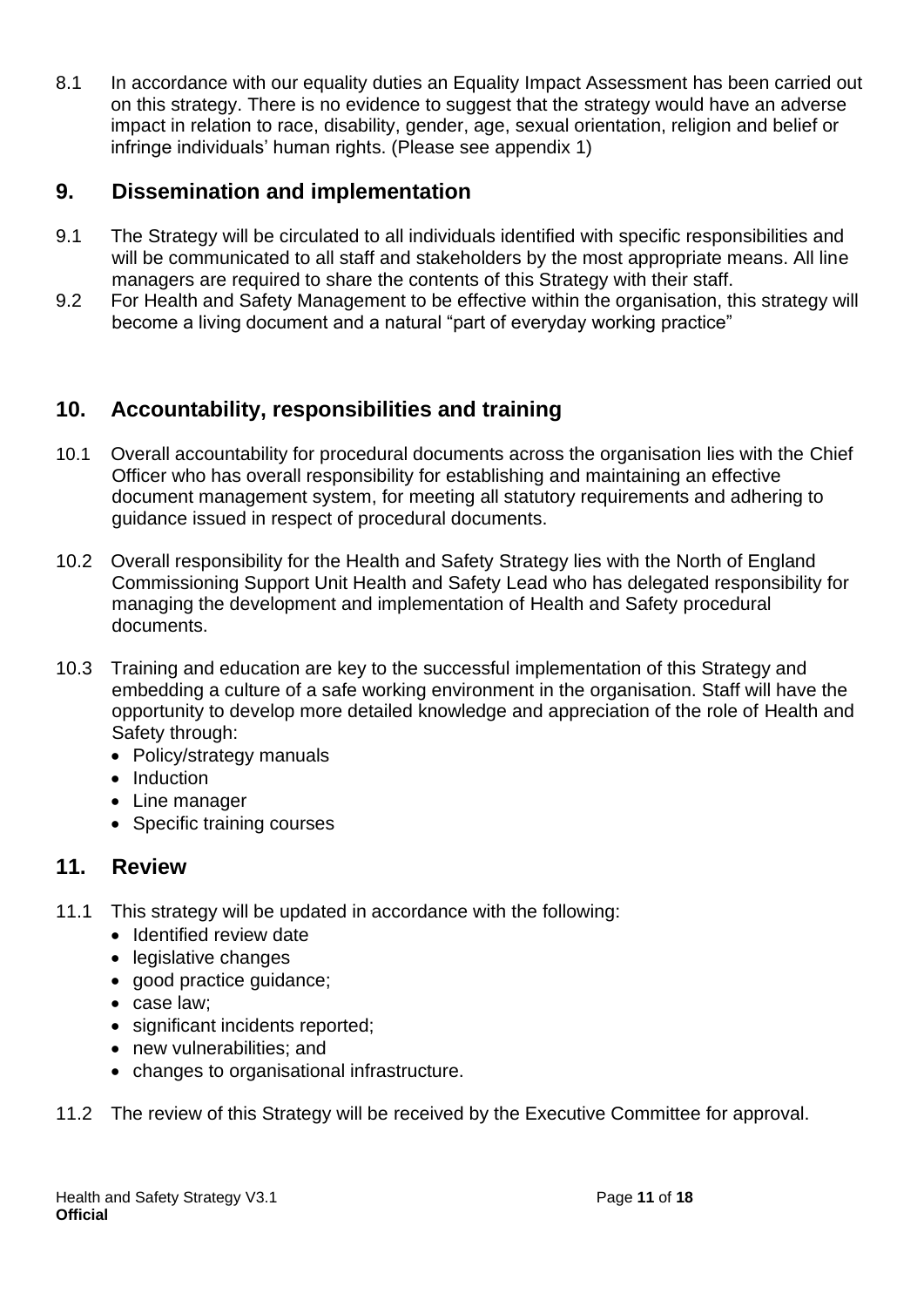8.1 In accordance with our equality duties an Equality Impact Assessment has been carried out on this strategy. There is no evidence to suggest that the strategy would have an adverse impact in relation to race, disability, gender, age, sexual orientation, religion and belief or infringe individuals' human rights. (Please see appendix 1)

## 9. Dissemination and implementation

9.1 The Strategy will be circulated to all individuals identified with specific responsibilities and will be communicated to all staff and stakeholders by the most appropriate means. All line managers are required to share the contents of this Strategy with their staff.

9.2 For Health and Safety Management to be effective within the organisation, this strategy will become a living document and a natural "part of everyday working practice"

## 10. Accountability, responsibilities and training

10.1 Overall accountability for procedural documents across the organisation lies with the Chief Officer who has overall responsibility for establishing and maintaining an effective document management system, for meeting all statutory requirements and adhering to guidance issued in respect of procedural documents.

10.2 Overall responsibility for the Health and Safety Strategy lies with the North of England Commissioning Support Unit Health and Safety Lead who has delegated responsibility for managing the development and implementation of Health and Safety procedural documents.

10.3 Training and education are key to the successful implementation of this Strategy and embedding a culture of a safe working environment in the organisation. Staff will have the opportunity to develop more detailed knowledge and appreciation of the role of Health and Safety through:

- Policy/strategy manuals
- Induction
- Line manager
- Specific training courses

## 11. Review

11.1 This strategy will be updated in accordance with the following:

- Identified review date
- legislative changes
- good practice guidance;
- case law;
- significant incidents reported;
- new vulnerabilities; and
- changes to organisational infrastructure.

11.2 The review of this Strategy will be received by the Executive Committee for approval.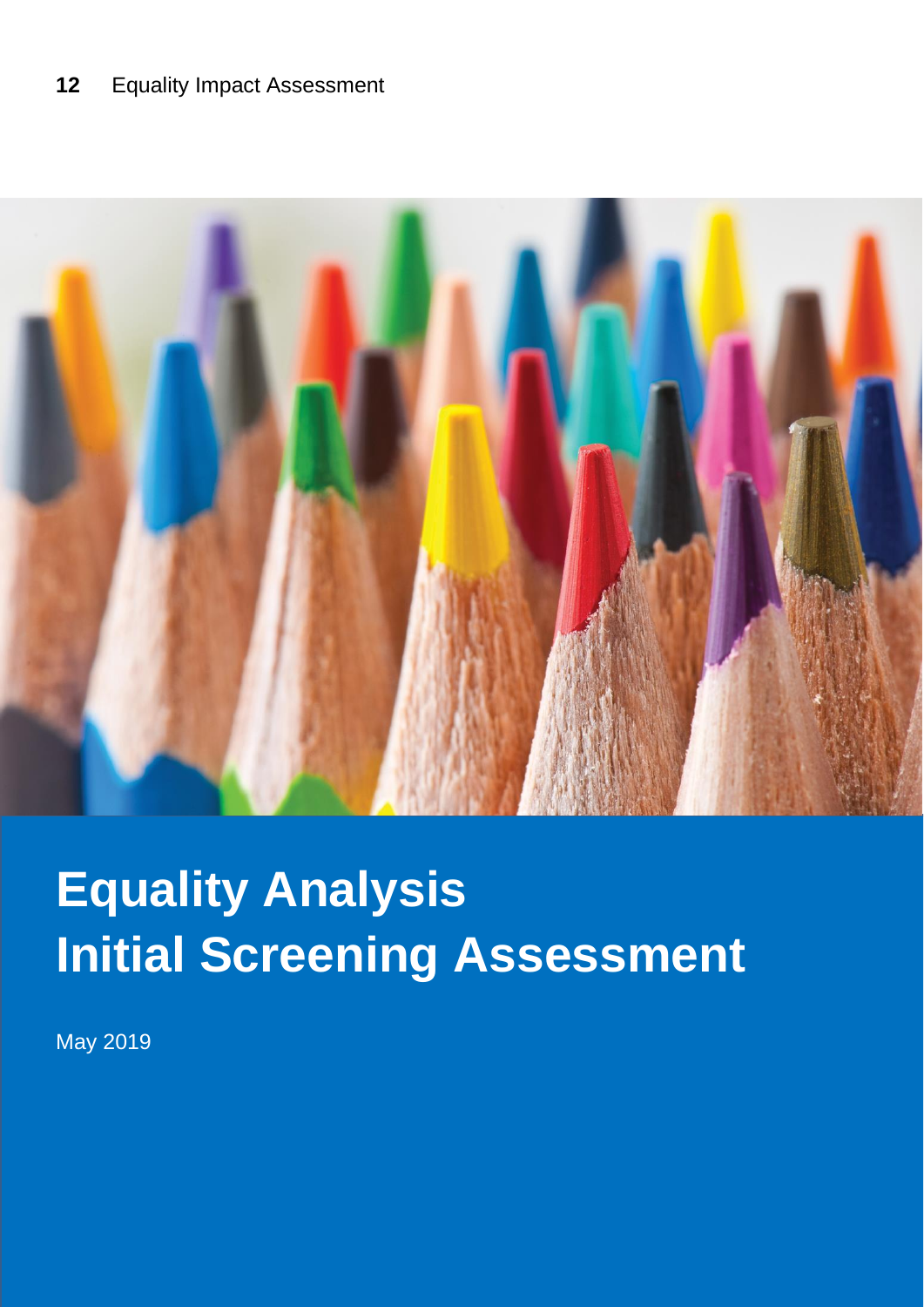# Equality Analysis Initial Screening Assessment

May 2019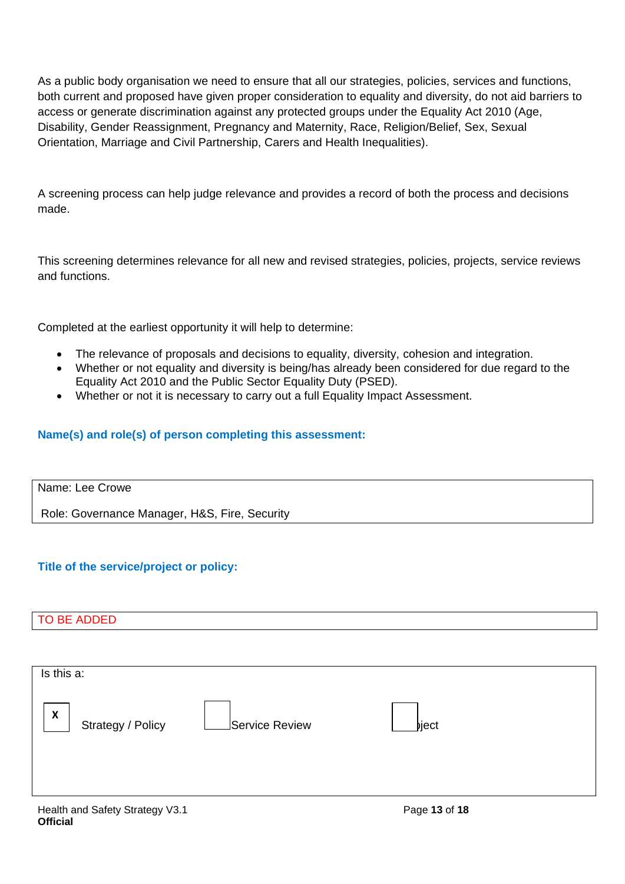As a public body organisation we need to ensure that all our strategies, policies, services and functions, both current and proposed have given proper consideration to equality and diversity, do not aid barriers to access or generate discrimination against any protected groups under the Equality Act 2010 (Age, Disability, Gender Reassignment, Pregnancy and Maternity, Race, Religion/Belief, Sex, Sexual Orientation, Marriage and Civil Partnership, Carers and Health Inequalities).

A screening process can help judge relevance and provides a record of both the process and decisions made.

This screening determines relevance for all new and revised strategies, policies, projects, service reviews and functions.

Completed at the earliest opportunity it will help to determine:

- The relevance of proposals and decisions to equality, diversity, cohesion and integration.
- Whether or not equality and diversity is being/has already been considered for due regard to the Equality Act 2010 and the Public Sector Equality Duty (PSED).
- Whether or not it is necessary to carry out a full Equality Impact Assessment.

### Name(s) and role(s) of person completing this assessment:

|  |
|---|
| Name: Lee Crowe<br><br>Role: Governance Manager, H&S, Fire, Security |

### Title of the service/project or policy:

|  |
|---|
| TO BE ADDED |

Is this a:

| | | | | | |
|---|---|---|---|---|---|
| X | Strategy / Policy | | Service Review | | ject |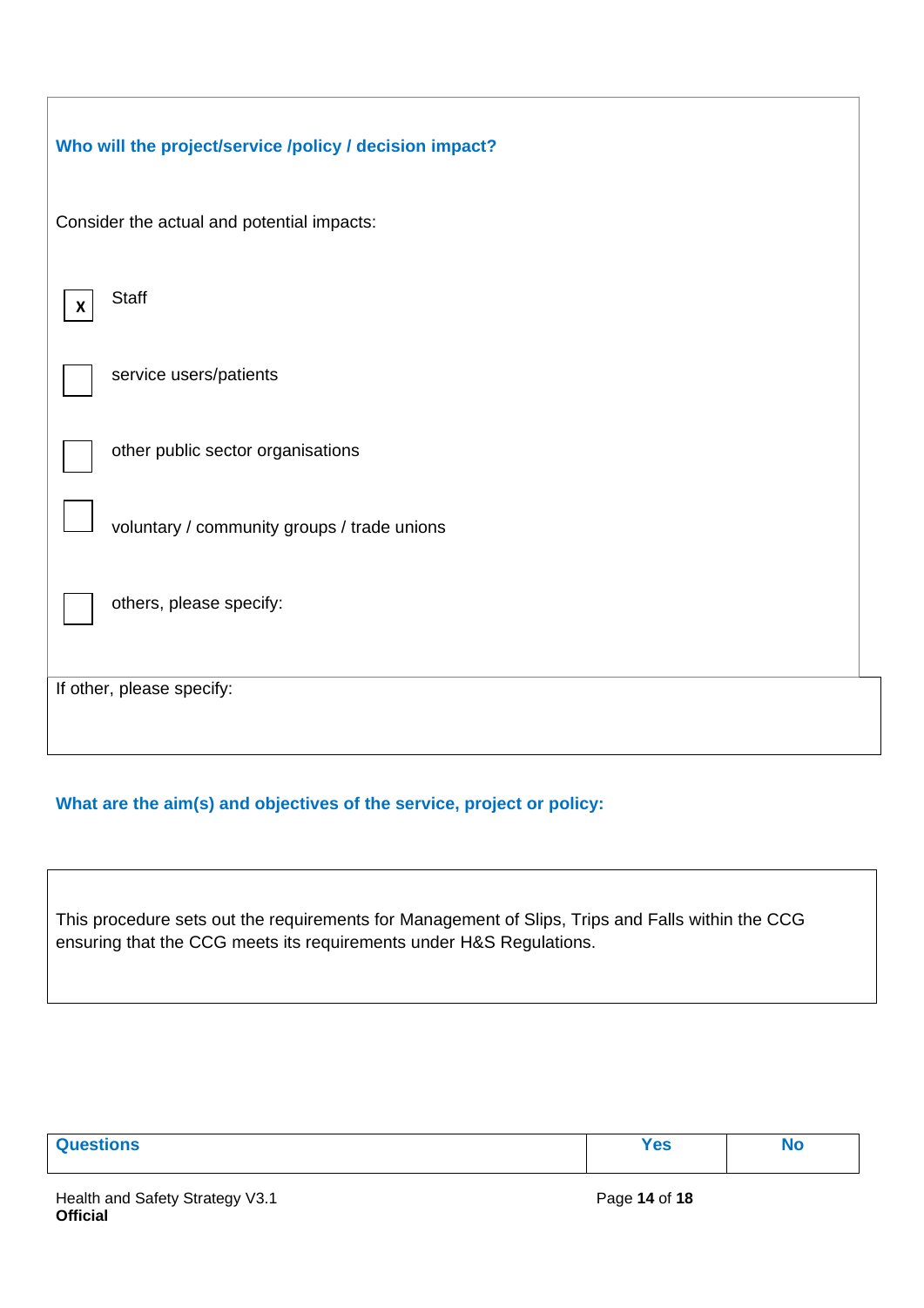**Who will the project/service /policy / decision impact?**

Consider the actual and potential impacts:

- [x] Staff
- [ ] service users/patients
- [ ] other public sector organisations
- [ ] voluntary / community groups / trade unions
- [ ] others, please specify:

If other, please specify:

**What are the aim(s) and objectives of the service, project or policy:**

This procedure sets out the requirements for Management of Slips, Trips and Falls within the CCG ensuring that the CCG meets its requirements under H&S Regulations.

| Questions | Yes | No |
| --- | --- | --- |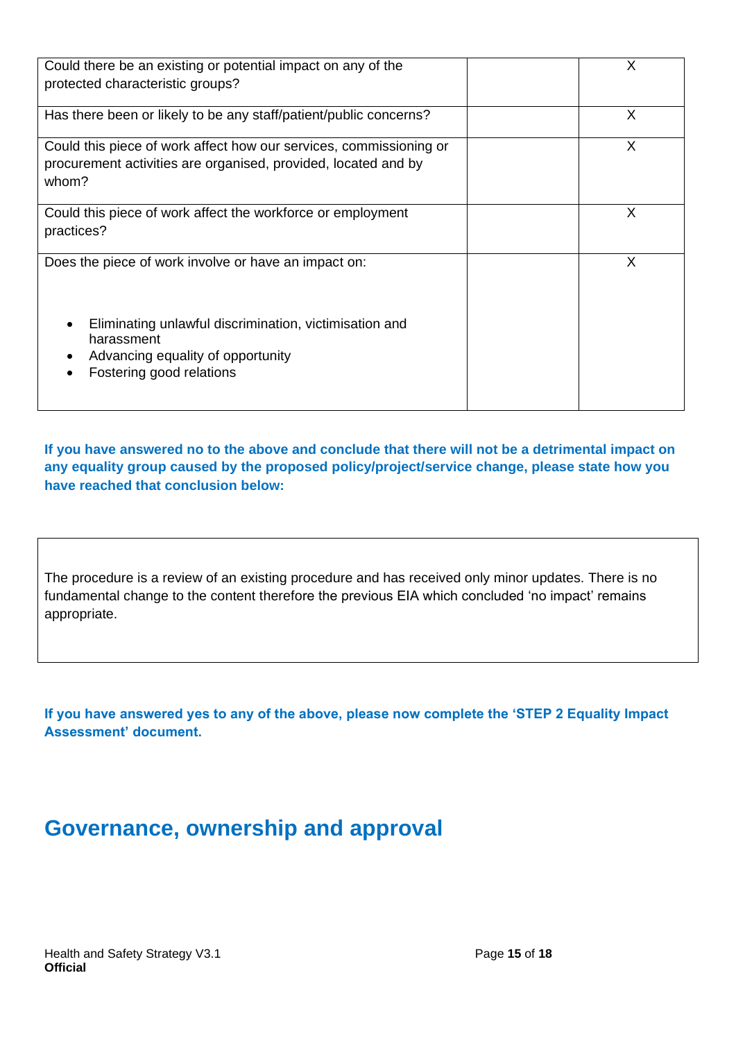| | | |
|---|---|---|
| Could there be an existing or potential impact on any of the protected characteristic groups? | | X |
| Has there been or likely to be any staff/patient/public concerns? | | X |
| Could this piece of work affect how our services, commissioning or procurement activities are organised, provided, located and by whom? | | X |
| Could this piece of work affect the workforce or employment practices? | | X |
| Does the piece of work involve or have an impact on:<br><br>• Eliminating unlawful discrimination, victimisation and harassment<br>• Advancing equality of opportunity<br>• Fostering good relations | | X |

**If you have answered no to the above and conclude that there will not be a detrimental impact on any equality group caused by the proposed policy/project/service change, please state how you have reached that conclusion below:**

| |
|---|
| The procedure is a review of an existing procedure and has received only minor updates. There is no fundamental change to the content therefore the previous EIA which concluded 'no impact' remains appropriate. |

**If you have answered yes to any of the above, please now complete the 'STEP 2 Equality Impact Assessment' document.**

## Governance, ownership and approval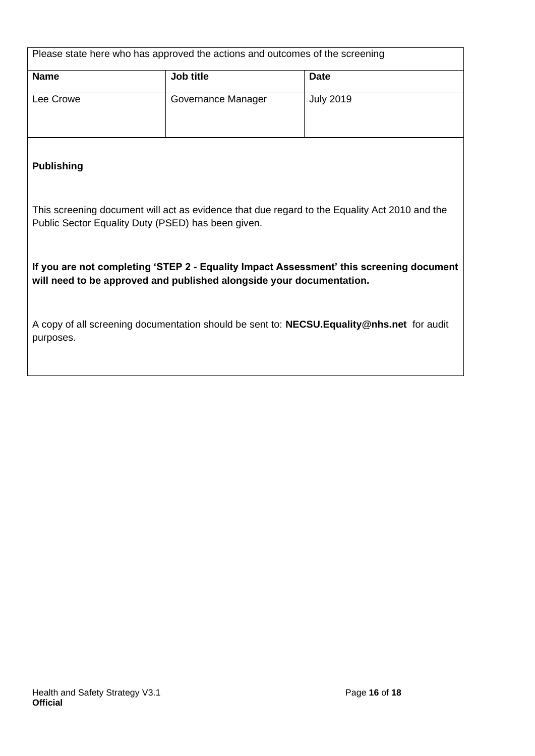| Please state here who has approved the actions and outcomes of the screening | | |
|---|---|---|
| **Name** | **Job title** | **Date** |
| Lee Crowe | Governance Manager | July 2019 |

**Publishing**

This screening document will act as evidence that due regard to the Equality Act 2010 and the Public Sector Equality Duty (PSED) has been given.

**If you are not completing 'STEP 2 - Equality Impact Assessment' this screening document will need to be approved and published alongside your documentation.**

A copy of all screening documentation should be sent to: **NECSU.Equality@nhs.net** for audit purposes.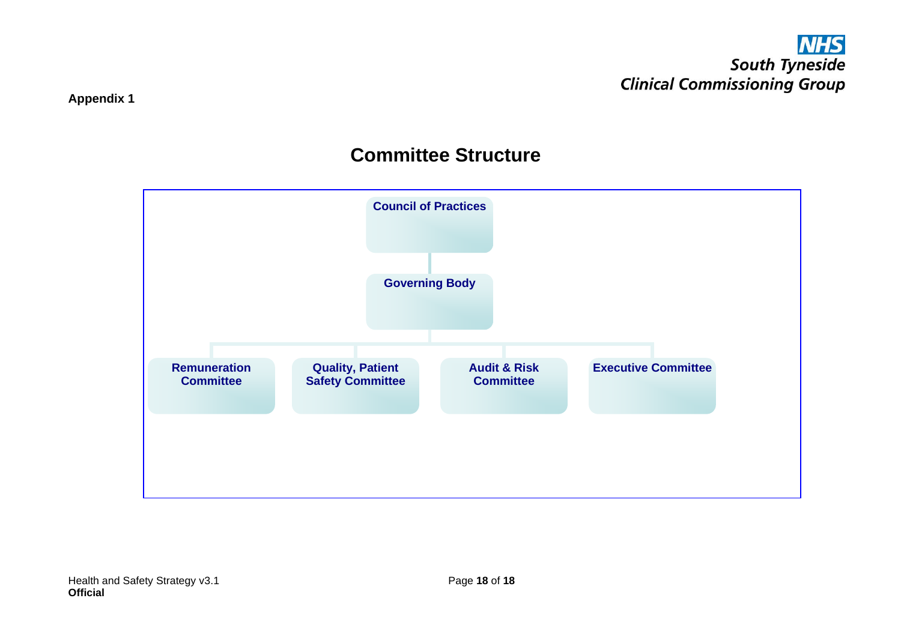**Appendix 1**

# Committee Structure

Council of Practices

Governing Body

Remuneration Committee

Quality, Patient Safety Committee

Audit & Risk Committee

Executive Committee